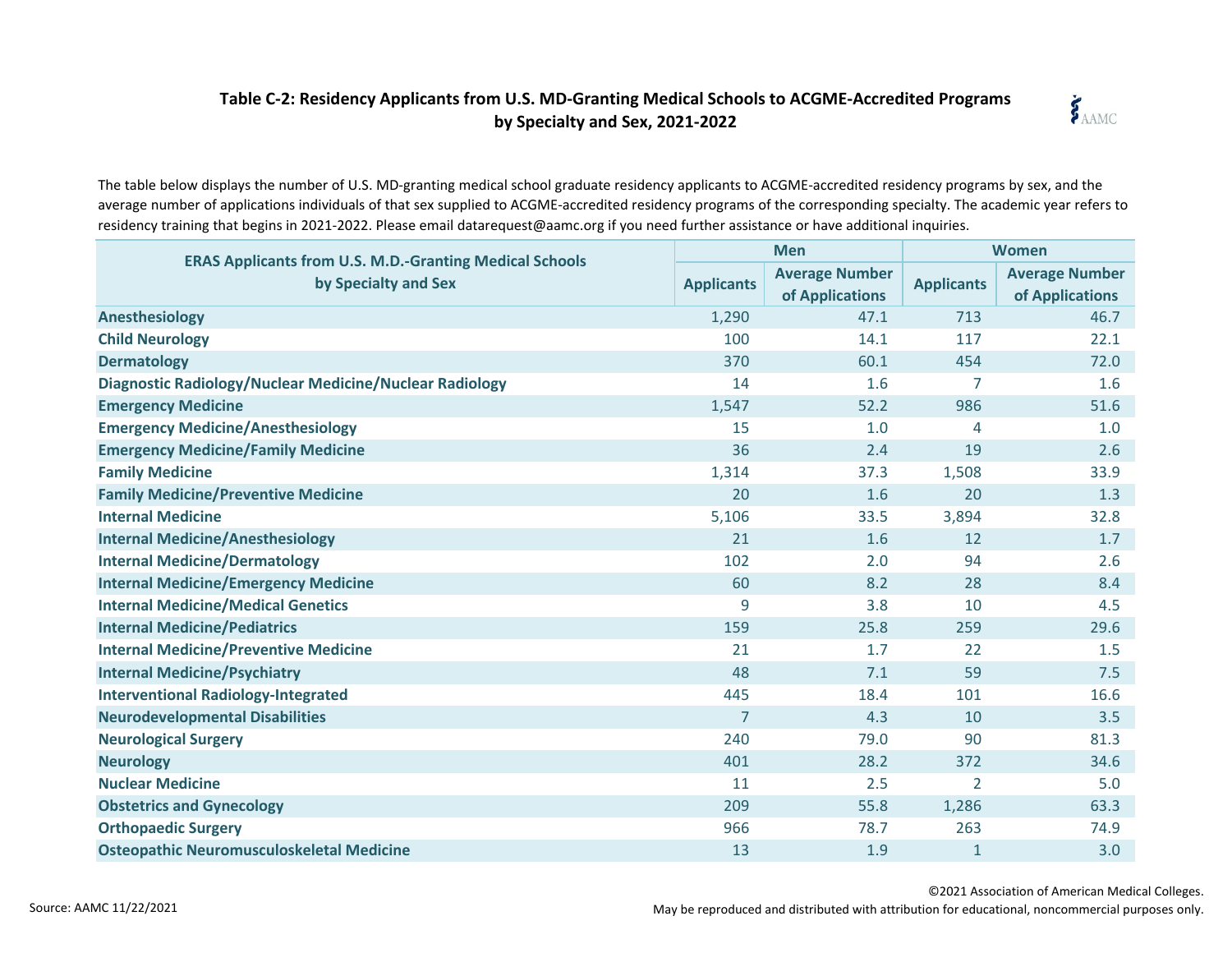# Table C-2: Residency Applicants from U.S. MD-Granting Medical Schools to ACGME-Accredited Programs by Specialty and Sex, 2021-2022

The table below displays the number of U.S. MD-granting medical school graduate residency applicants to ACGME-accredited residency programs by sex, and the average number of applications individuals of that sex supplied to ACGME-accredited residency programs of the corresponding specialty. The academic year refers to residency training that begins in 2021-2022. Please email datarequest@aamc.org if you need further assistance or have additional inquiries.

| ERAS Applicants from U.S. M.D.-Granting Medical Schools by Specialty and Sex | Men | | Women | |
|---|---|---|---|---|
| | Applicants | Average Number of Applications | Applicants | Average Number of Applications |
| **Anesthesiology** | 1,290 | 47.1 | 713 | 46.7 |
| **Child Neurology** | 100 | 14.1 | 117 | 22.1 |
| **Dermatology** | 370 | 60.1 | 454 | 72.0 |
| **Diagnostic Radiology/Nuclear Medicine/Nuclear Radiology** | 14 | 1.6 | 7 | 1.6 |
| **Emergency Medicine** | 1,547 | 52.2 | 986 | 51.6 |
| **Emergency Medicine/Anesthesiology** | 15 | 1.0 | 4 | 1.0 |
| **Emergency Medicine/Family Medicine** | 36 | 2.4 | 19 | 2.6 |
| **Family Medicine** | 1,314 | 37.3 | 1,508 | 33.9 |
| **Family Medicine/Preventive Medicine** | 20 | 1.6 | 20 | 1.3 |
| **Internal Medicine** | 5,106 | 33.5 | 3,894 | 32.8 |
| **Internal Medicine/Anesthesiology** | 21 | 1.6 | 12 | 1.7 |
| **Internal Medicine/Dermatology** | 102 | 2.0 | 94 | 2.6 |
| **Internal Medicine/Emergency Medicine** | 60 | 8.2 | 28 | 8.4 |
| **Internal Medicine/Medical Genetics** | 9 | 3.8 | 10 | 4.5 |
| **Internal Medicine/Pediatrics** | 159 | 25.8 | 259 | 29.6 |
| **Internal Medicine/Preventive Medicine** | 21 | 1.7 | 22 | 1.5 |
| **Internal Medicine/Psychiatry** | 48 | 7.1 | 59 | 7.5 |
| **Interventional Radiology-Integrated** | 445 | 18.4 | 101 | 16.6 |
| **Neurodevelopmental Disabilities** | 7 | 4.3 | 10 | 3.5 |
| **Neurological Surgery** | 240 | 79.0 | 90 | 81.3 |
| **Neurology** | 401 | 28.2 | 372 | 34.6 |
| **Nuclear Medicine** | 11 | 2.5 | 2 | 5.0 |
| **Obstetrics and Gynecology** | 209 | 55.8 | 1,286 | 63.3 |
| **Orthopaedic Surgery** | 966 | 78.7 | 263 | 74.9 |
| **Osteopathic Neuromusculoskeletal Medicine** | 13 | 1.9 | 1 | 3.0 |

Source: AAMC 11/22/2021

©2021 Association of American Medical Colleges.
May be reproduced and distributed with attribution for educational, noncommercial purposes only.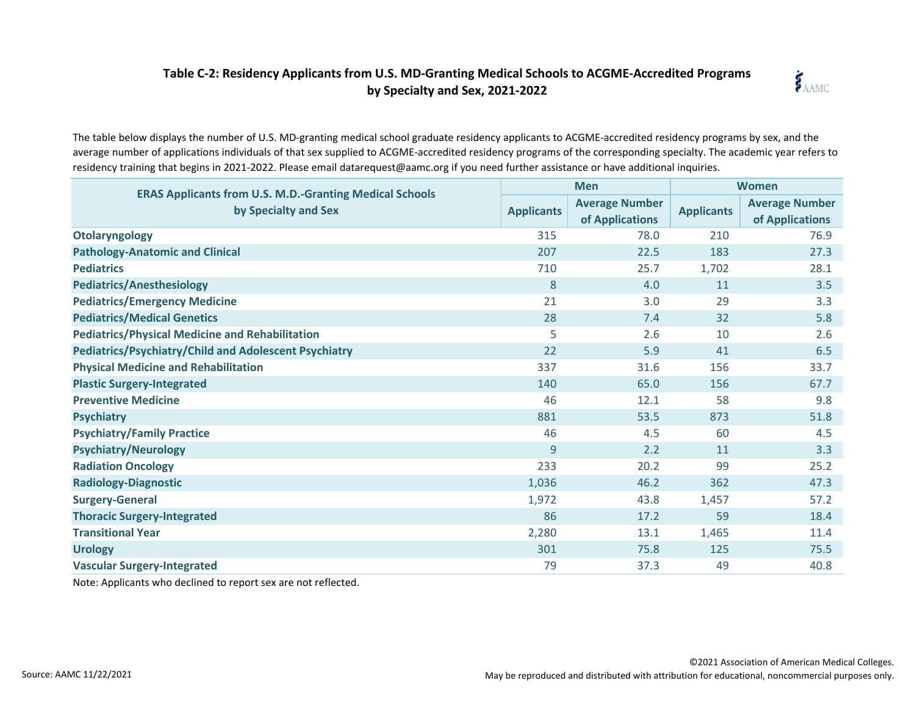## Table C-2: Residency Applicants from U.S. MD-Granting Medical Schools to ACGME-Accredited Programs by Specialty and Sex, 2021-2022

The table below displays the number of U.S. MD-granting medical school graduate residency applicants to ACGME-accredited residency programs by sex, and the average number of applications individuals of that sex supplied to ACGME-accredited residency programs of the corresponding specialty. The academic year refers to residency training that begins in 2021-2022. Please email datarequest@aamc.org if you need further assistance or have additional inquiries.

| ERAS Applicants from U.S. M.D.-Granting Medical Schools by Specialty and Sex | Men | | Women | |
|---|---|---|---|---|
| | Applicants | Average Number of Applications | Applicants | Average Number of Applications |
| **Otolaryngology** | 315 | 78.0 | 210 | 76.9 |
| **Pathology-Anatomic and Clinical** | 207 | 22.5 | 183 | 27.3 |
| **Pediatrics** | 710 | 25.7 | 1,702 | 28.1 |
| **Pediatrics/Anesthesiology** | 8 | 4.0 | 11 | 3.5 |
| **Pediatrics/Emergency Medicine** | 21 | 3.0 | 29 | 3.3 |
| **Pediatrics/Medical Genetics** | 28 | 7.4 | 32 | 5.8 |
| **Pediatrics/Physical Medicine and Rehabilitation** | 5 | 2.6 | 10 | 2.6 |
| **Pediatrics/Psychiatry/Child and Adolescent Psychiatry** | 22 | 5.9 | 41 | 6.5 |
| **Physical Medicine and Rehabilitation** | 337 | 31.6 | 156 | 33.7 |
| **Plastic Surgery-Integrated** | 140 | 65.0 | 156 | 67.7 |
| **Preventive Medicine** | 46 | 12.1 | 58 | 9.8 |
| **Psychiatry** | 881 | 53.5 | 873 | 51.8 |
| **Psychiatry/Family Practice** | 46 | 4.5 | 60 | 4.5 |
| **Psychiatry/Neurology** | 9 | 2.2 | 11 | 3.3 |
| **Radiation Oncology** | 233 | 20.2 | 99 | 25.2 |
| **Radiology-Diagnostic** | 1,036 | 46.2 | 362 | 47.3 |
| **Surgery-General** | 1,972 | 43.8 | 1,457 | 57.2 |
| **Thoracic Surgery-Integrated** | 86 | 17.2 | 59 | 18.4 |
| **Transitional Year** | 2,280 | 13.1 | 1,465 | 11.4 |
| **Urology** | 301 | 75.8 | 125 | 75.5 |
| **Vascular Surgery-Integrated** | 79 | 37.3 | 49 | 40.8 |

Note: Applicants who declined to report sex are not reflected.

Source: AAMC 11/22/2021

©2021 Association of American Medical Colleges.
May be reproduced and distributed with attribution for educational, noncommercial purposes only.